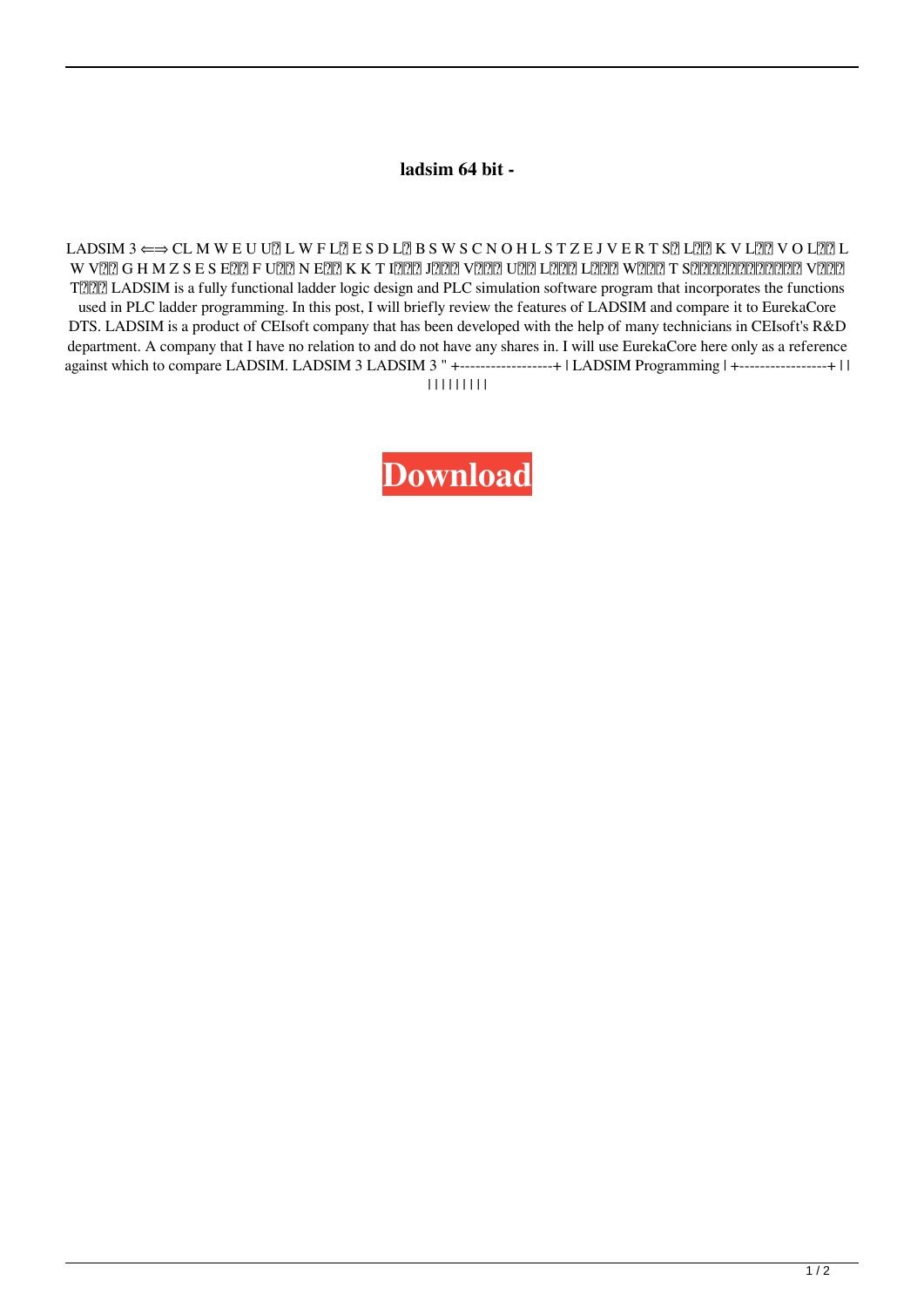## **ladsim 64 bit -**

LADSIM  $3 \Longleftrightarrow CL$  M W E U U $\Omega$  L W F L $\Omega$  E S D L $\Omega$  B S W S C N O H L S T Z E J V E R T S $\Omega$  L $\Omega$  $\Omega$  K V L $\Omega$  $\Omega$  V O L $\Omega$  $\Omega$  L W V <br/> V C G H M Z S E S E R F U C N E C K K T I D U J D V D U L L L L L L L L V D T T S S E ROD D D D D V D S T**ERE LADSIM** is a fully functional ladder logic design and PLC simulation software program that incorporates the functions used in PLC ladder programming. In this post, I will briefly review the features of LADSIM and compare it to EurekaCore DTS. LADSIM is a product of CEIsoft company that has been developed with the help of many technicians in CEIsoft's R&D department. A company that I have no relation to and do not have any shares in. I will use EurekaCore here only as a reference against which to compare LADSIM. LADSIM 3 LADSIM 3 " +-----------------+ | LADSIM Programming | +----------------+ | | | | | | | | | | |

**[Download](https://shoxet.com/2l1izy)**